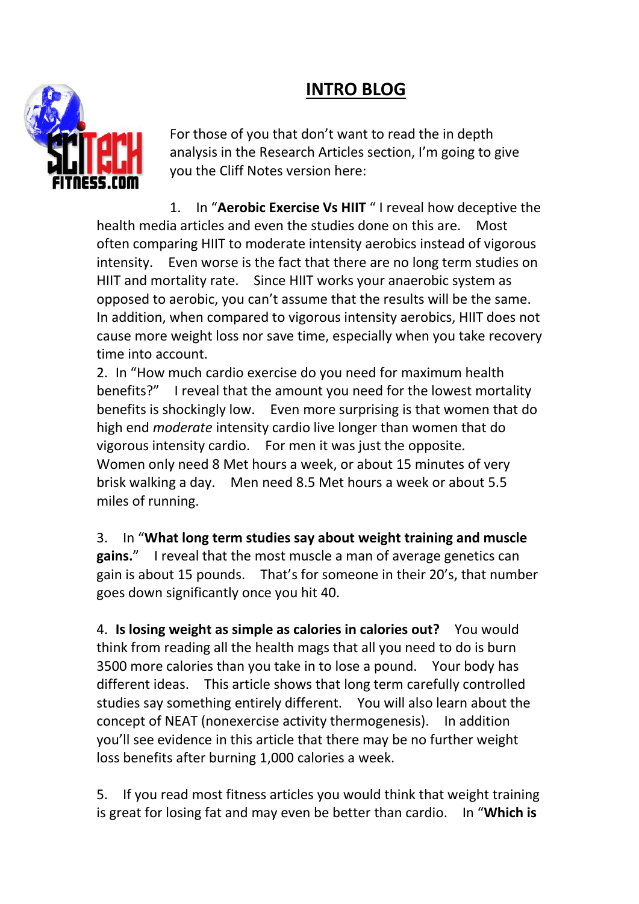# INTRO BLOG

For those of you that don't want to read the in depth analysis in the Research Articles section, I'm going to give you the Cliff Notes version here:

1. In "**Aerobic Exercise Vs HIIT** " I reveal how deceptive the health media articles and even the studies done on this are. Most often comparing HIIT to moderate intensity aerobics instead of vigorous intensity. Even worse is the fact that there are no long term studies on HIIT and mortality rate. Since HIIT works your anaerobic system as opposed to aerobic, you can't assume that the results will be the same. In addition, when compared to vigorous intensity aerobics, HIIT does not cause more weight loss nor save time, especially when you take recovery time into account.

2. In "How much cardio exercise do you need for maximum health benefits?" I reveal that the amount you need for the lowest mortality benefits is shockingly low. Even more surprising is that women that do high end *moderate* intensity cardio live longer than women that do vigorous intensity cardio. For men it was just the opposite. Women only need 8 Met hours a week, or about 15 minutes of very brisk walking a day. Men need 8.5 Met hours a week or about 5.5 miles of running.

3. In "**What long term studies say about weight training and muscle gains.**" I reveal that the most muscle a man of average genetics can gain is about 15 pounds. That's for someone in their 20's, that number goes down significantly once you hit 40.

4. **Is losing weight as simple as calories in calories out?** You would think from reading all the health mags that all you need to do is burn 3500 more calories than you take in to lose a pound. Your body has different ideas. This article shows that long term carefully controlled studies say something entirely different. You will also learn about the concept of NEAT (nonexercise activity thermogenesis). In addition you'll see evidence in this article that there may be no further weight loss benefits after burning 1,000 calories a week.

5. If you read most fitness articles you would think that weight training is great for losing fat and may even be better than cardio. In "**Which is**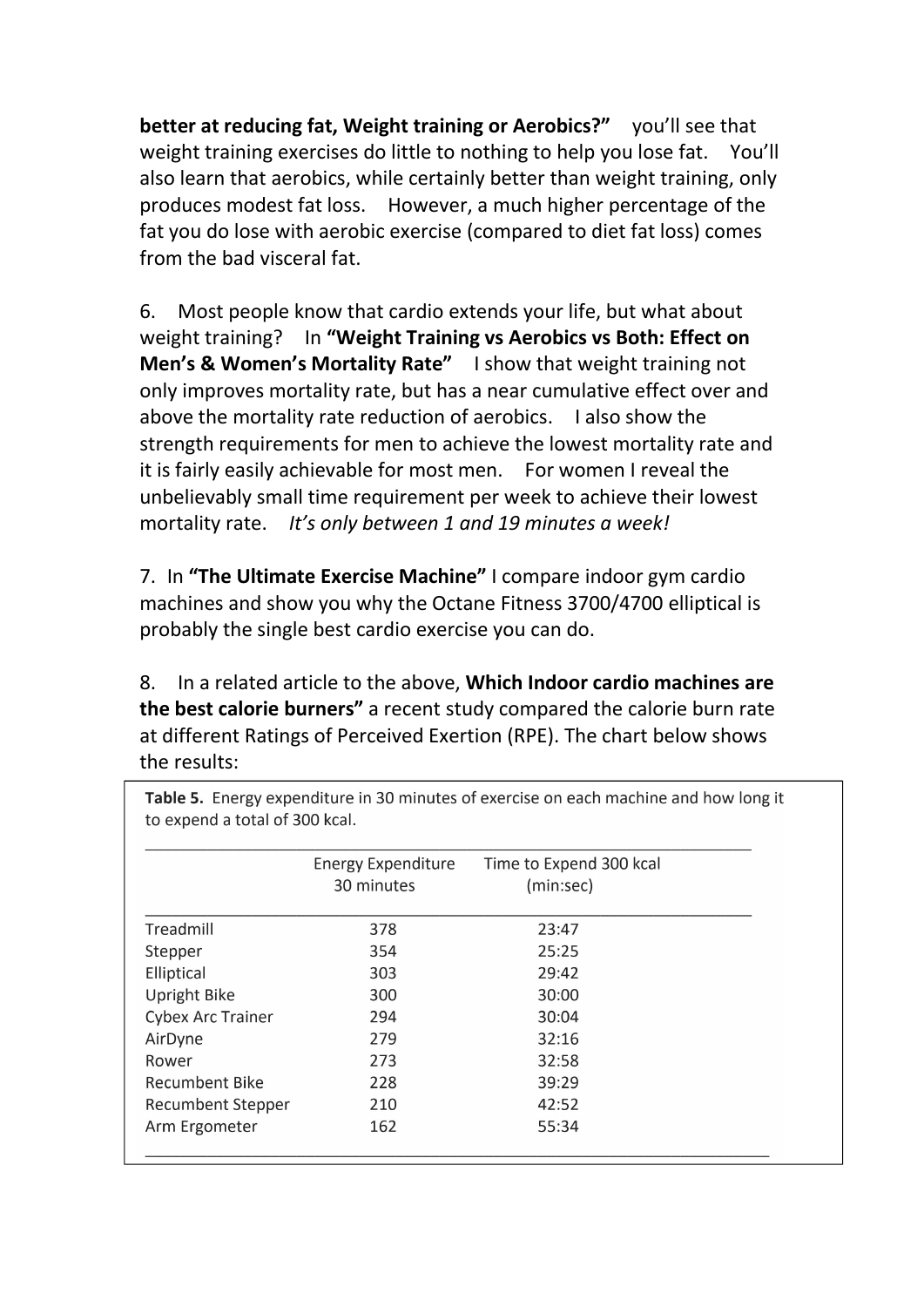**better at reducing fat, Weight training or Aerobics?"** you'll see that weight training exercises do little to nothing to help you lose fat. You'll also learn that aerobics, while certainly better than weight training, only produces modest fat loss. However, a much higher percentage of the fat you do lose with aerobic exercise (compared to diet fat loss) comes from the bad visceral fat.

6. Most people know that cardio extends your life, but what about weight training? In **"Weight Training vs Aerobics vs Both: Effect on Men's & Women's Mortality Rate"** I show that weight training not only improves mortality rate, but has a near cumulative effect over and above the mortality rate reduction of aerobics. I also show the strength requirements for men to achieve the lowest mortality rate and it is fairly easily achievable for most men. For women I reveal the unbelievably small time requirement per week to achieve their lowest mortality rate. *It's only between 1 and 19 minutes a week!*

7. In **"The Ultimate Exercise Machine"** I compare indoor gym cardio machines and show you why the Octane Fitness 3700/4700 elliptical is probably the single best cardio exercise you can do.

8. In a related article to the above, **Which Indoor cardio machines are the best calorie burners"** a recent study compared the calorie burn rate at different Ratings of Perceived Exertion (RPE). The chart below shows the results:

**Table 5.** Energy expenditure in 30 minutes of exercise on each machine and how long it to expend a total of 300 kcal.

| | Energy Expenditure 30 minutes | Time to Expend 300 kcal (min:sec) |
|---|---|---|
| Treadmill | 378 | 23:47 |
| Stepper | 354 | 25:25 |
| Elliptical | 303 | 29:42 |
| Upright Bike | 300 | 30:00 |
| Cybex Arc Trainer | 294 | 30:04 |
| AirDyne | 279 | 32:16 |
| Rower | 273 | 32:58 |
| Recumbent Bike | 228 | 39:29 |
| Recumbent Stepper | 210 | 42:52 |
| Arm Ergometer | 162 | 55:34 |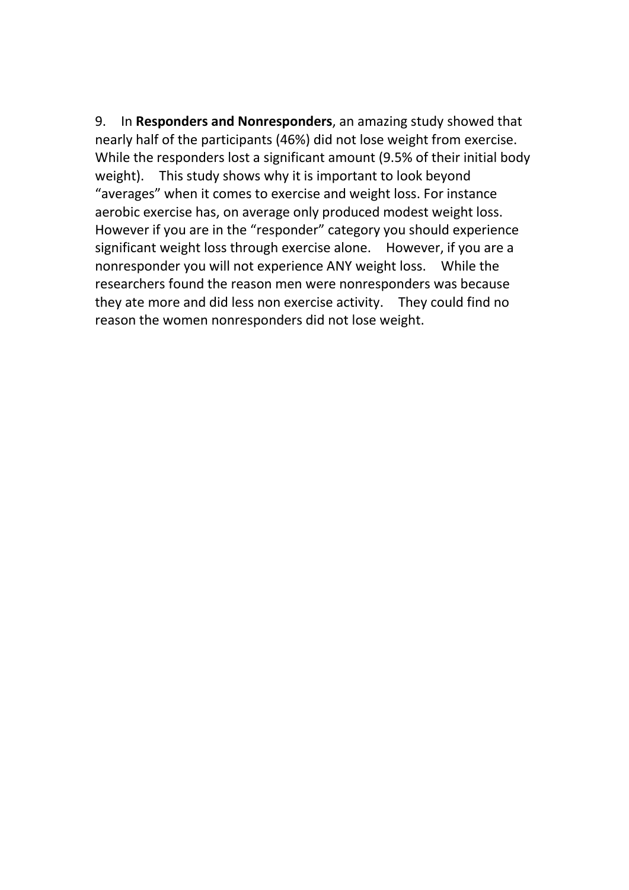9. In **Responders and Nonresponders**, an amazing study showed that nearly half of the participants (46%) did not lose weight from exercise. While the responders lost a significant amount (9.5% of their initial body weight). This study shows why it is important to look beyond "averages" when it comes to exercise and weight loss. For instance aerobic exercise has, on average only produced modest weight loss. However if you are in the "responder" category you should experience significant weight loss through exercise alone. However, if you are a nonresponder you will not experience ANY weight loss. While the researchers found the reason men were nonresponders was because they ate more and did less non exercise activity. They could find no reason the women nonresponders did not lose weight.